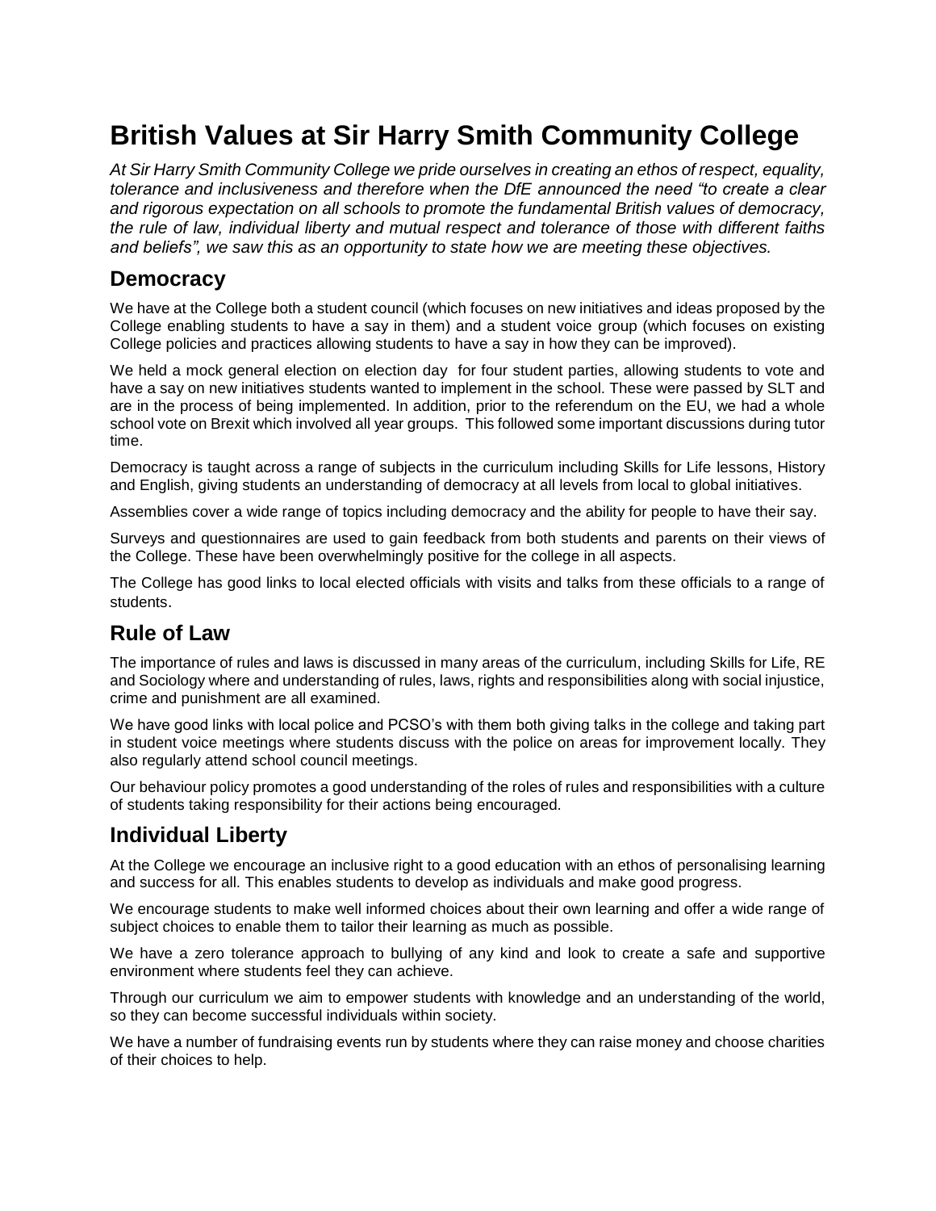# British Values at Sir Harry Smith Community College

*At Sir Harry Smith Community College we pride ourselves in creating an ethos of respect, equality, tolerance and inclusiveness and therefore when the DfE announced the need "to create a clear and rigorous expectation on all schools to promote the fundamental British values of democracy, the rule of law, individual liberty and mutual respect and tolerance of those with different faiths and beliefs", we saw this as an opportunity to state how we are meeting these objectives.*

## Democracy

We have at the College both a student council (which focuses on new initiatives and ideas proposed by the College enabling students to have a say in them) and a student voice group (which focuses on existing College policies and practices allowing students to have a say in how they can be improved).

We held a mock general election on election day for four student parties, allowing students to vote and have a say on new initiatives students wanted to implement in the school. These were passed by SLT and are in the process of being implemented. In addition, prior to the referendum on the EU, we had a whole school vote on Brexit which involved all year groups. This followed some important discussions during tutor time.

Democracy is taught across a range of subjects in the curriculum including Skills for Life lessons, History and English, giving students an understanding of democracy at all levels from local to global initiatives.

Assemblies cover a wide range of topics including democracy and the ability for people to have their say.

Surveys and questionnaires are used to gain feedback from both students and parents on their views of the College. These have been overwhelmingly positive for the college in all aspects.

The College has good links to local elected officials with visits and talks from these officials to a range of students.

## Rule of Law

The importance of rules and laws is discussed in many areas of the curriculum, including Skills for Life, RE and Sociology where and understanding of rules, laws, rights and responsibilities along with social injustice, crime and punishment are all examined.

We have good links with local police and PCSO's with them both giving talks in the college and taking part in student voice meetings where students discuss with the police on areas for improvement locally. They also regularly attend school council meetings.

Our behaviour policy promotes a good understanding of the roles of rules and responsibilities with a culture of students taking responsibility for their actions being encouraged.

## Individual Liberty

At the College we encourage an inclusive right to a good education with an ethos of personalising learning and success for all. This enables students to develop as individuals and make good progress.

We encourage students to make well informed choices about their own learning and offer a wide range of subject choices to enable them to tailor their learning as much as possible.

We have a zero tolerance approach to bullying of any kind and look to create a safe and supportive environment where students feel they can achieve.

Through our curriculum we aim to empower students with knowledge and an understanding of the world, so they can become successful individuals within society.

We have a number of fundraising events run by students where they can raise money and choose charities of their choices to help.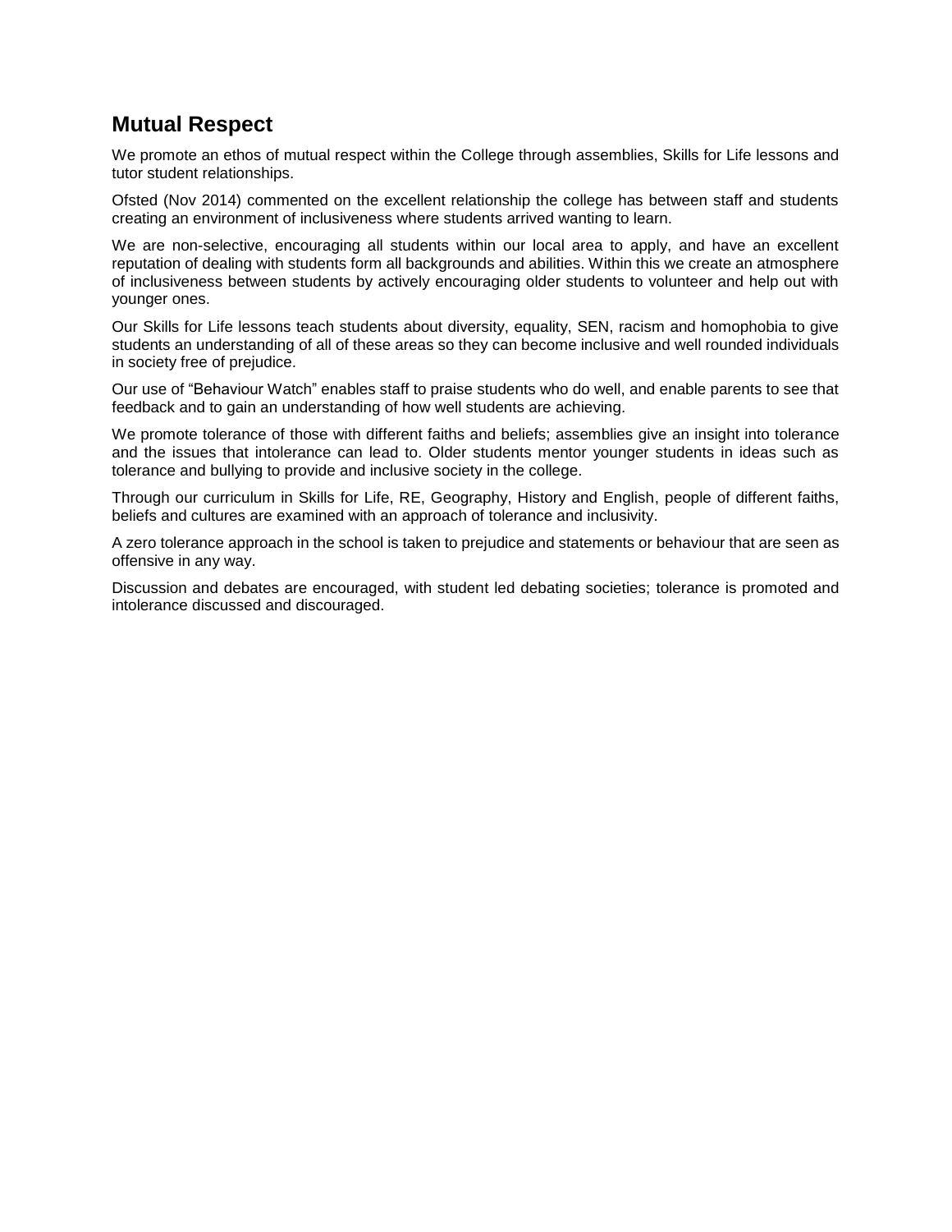## Mutual Respect

We promote an ethos of mutual respect within the College through assemblies, Skills for Life lessons and tutor student relationships.

Ofsted (Nov 2014) commented on the excellent relationship the college has between staff and students creating an environment of inclusiveness where students arrived wanting to learn.

We are non-selective, encouraging all students within our local area to apply, and have an excellent reputation of dealing with students form all backgrounds and abilities. Within this we create an atmosphere of inclusiveness between students by actively encouraging older students to volunteer and help out with younger ones.

Our Skills for Life lessons teach students about diversity, equality, SEN, racism and homophobia to give students an understanding of all of these areas so they can become inclusive and well rounded individuals in society free of prejudice.

Our use of "Behaviour Watch" enables staff to praise students who do well, and enable parents to see that feedback and to gain an understanding of how well students are achieving.

We promote tolerance of those with different faiths and beliefs; assemblies give an insight into tolerance and the issues that intolerance can lead to. Older students mentor younger students in ideas such as tolerance and bullying to provide and inclusive society in the college.

Through our curriculum in Skills for Life, RE, Geography, History and English, people of different faiths, beliefs and cultures are examined with an approach of tolerance and inclusivity.

A zero tolerance approach in the school is taken to prejudice and statements or behaviour that are seen as offensive in any way.

Discussion and debates are encouraged, with student led debating societies; tolerance is promoted and intolerance discussed and discouraged.